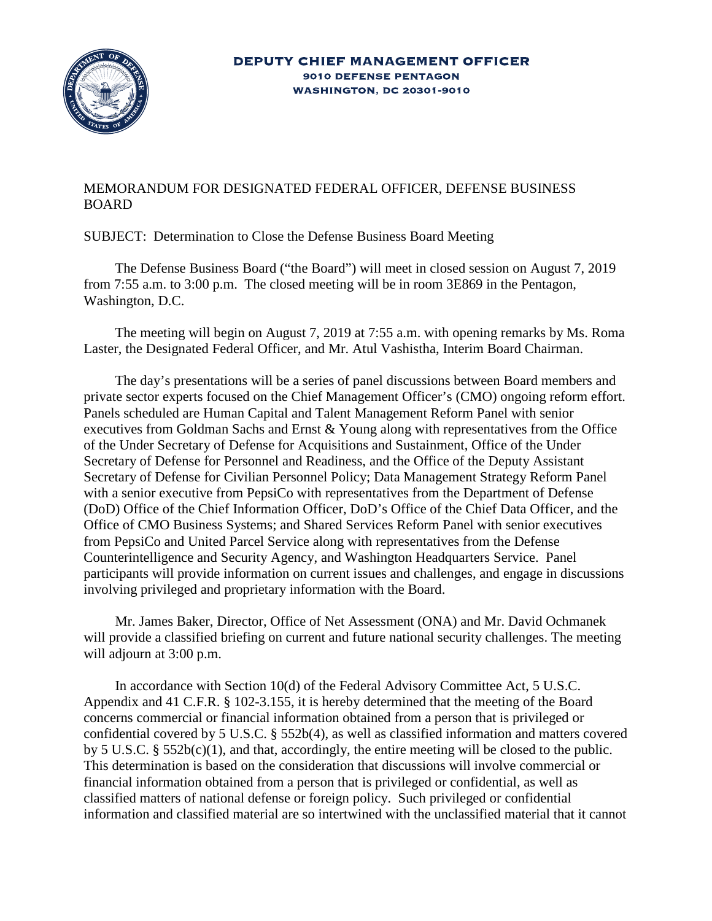**DEPUTY CHIEF MANAGEMENT OFFICER**
**9010 DEFENSE PENTAGON**
**WASHINGTON, DC 20301-9010**

MEMORANDUM FOR DESIGNATED FEDERAL OFFICER, DEFENSE BUSINESS BOARD

SUBJECT: Determination to Close the Defense Business Board Meeting

The Defense Business Board ("the Board") will meet in closed session on August 7, 2019 from 7:55 a.m. to 3:00 p.m. The closed meeting will be in room 3E869 in the Pentagon, Washington, D.C.

The meeting will begin on August 7, 2019 at 7:55 a.m. with opening remarks by Ms. Roma Laster, the Designated Federal Officer, and Mr. Atul Vashistha, Interim Board Chairman.

The day's presentations will be a series of panel discussions between Board members and private sector experts focused on the Chief Management Officer's (CMO) ongoing reform effort. Panels scheduled are Human Capital and Talent Management Reform Panel with senior executives from Goldman Sachs and Ernst & Young along with representatives from the Office of the Under Secretary of Defense for Acquisitions and Sustainment, Office of the Under Secretary of Defense for Personnel and Readiness, and the Office of the Deputy Assistant Secretary of Defense for Civilian Personnel Policy; Data Management Strategy Reform Panel with a senior executive from PepsiCo with representatives from the Department of Defense (DoD) Office of the Chief Information Officer, DoD's Office of the Chief Data Officer, and the Office of CMO Business Systems; and Shared Services Reform Panel with senior executives from PepsiCo and United Parcel Service along with representatives from the Defense Counterintelligence and Security Agency, and Washington Headquarters Service. Panel participants will provide information on current issues and challenges, and engage in discussions involving privileged and proprietary information with the Board.

Mr. James Baker, Director, Office of Net Assessment (ONA) and Mr. David Ochmanek will provide a classified briefing on current and future national security challenges. The meeting will adjourn at 3:00 p.m.

In accordance with Section 10(d) of the Federal Advisory Committee Act, 5 U.S.C. Appendix and 41 C.F.R. § 102-3.155, it is hereby determined that the meeting of the Board concerns commercial or financial information obtained from a person that is privileged or confidential covered by 5 U.S.C. § 552b(4), as well as classified information and matters covered by 5 U.S.C. § 552b(c)(1), and that, accordingly, the entire meeting will be closed to the public. This determination is based on the consideration that discussions will involve commercial or financial information obtained from a person that is privileged or confidential, as well as classified matters of national defense or foreign policy. Such privileged or confidential information and classified material are so intertwined with the unclassified material that it cannot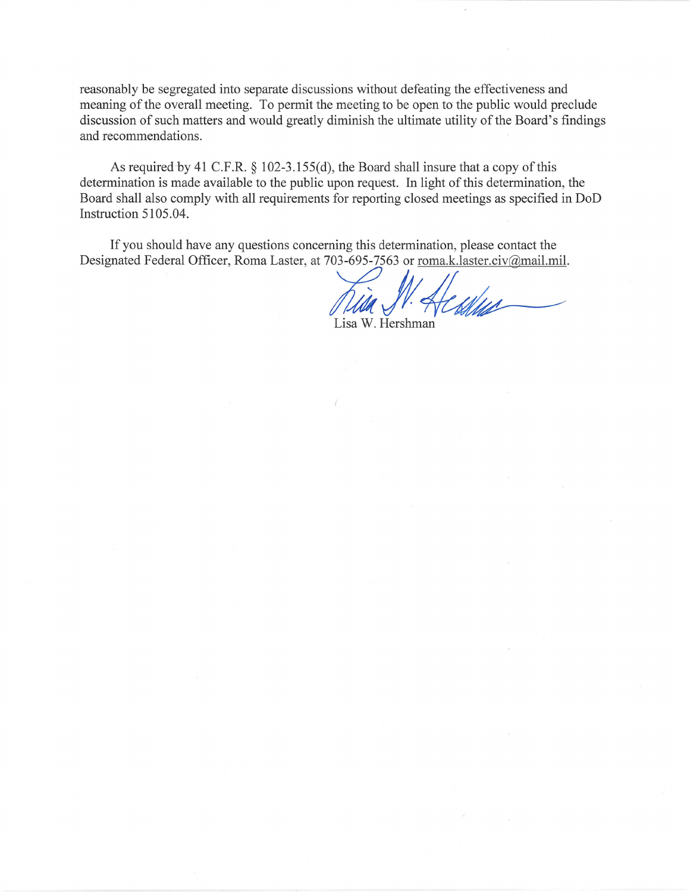reasonably be segregated into separate discussions without defeating the effectiveness and meaning of the overall meeting. To permit the meeting to be open to the public would preclude discussion of such matters and would greatly diminish the ultimate utility of the Board's findings and recommendations.

As required by 41 C.F.R. § 102-3.155(d), the Board shall insure that a copy of this determination is made available to the public upon request. In light of this determination, the Board shall also comply with all requirements for reporting closed meetings as specified in DoD Instruction 5105.04.

If you should have any questions concerning this determination, please contact the Designated Federal Officer, Roma Laster, at 703-695-7563 or roma.k.laster.civ@mail.mil.

Lisa W. Hershman